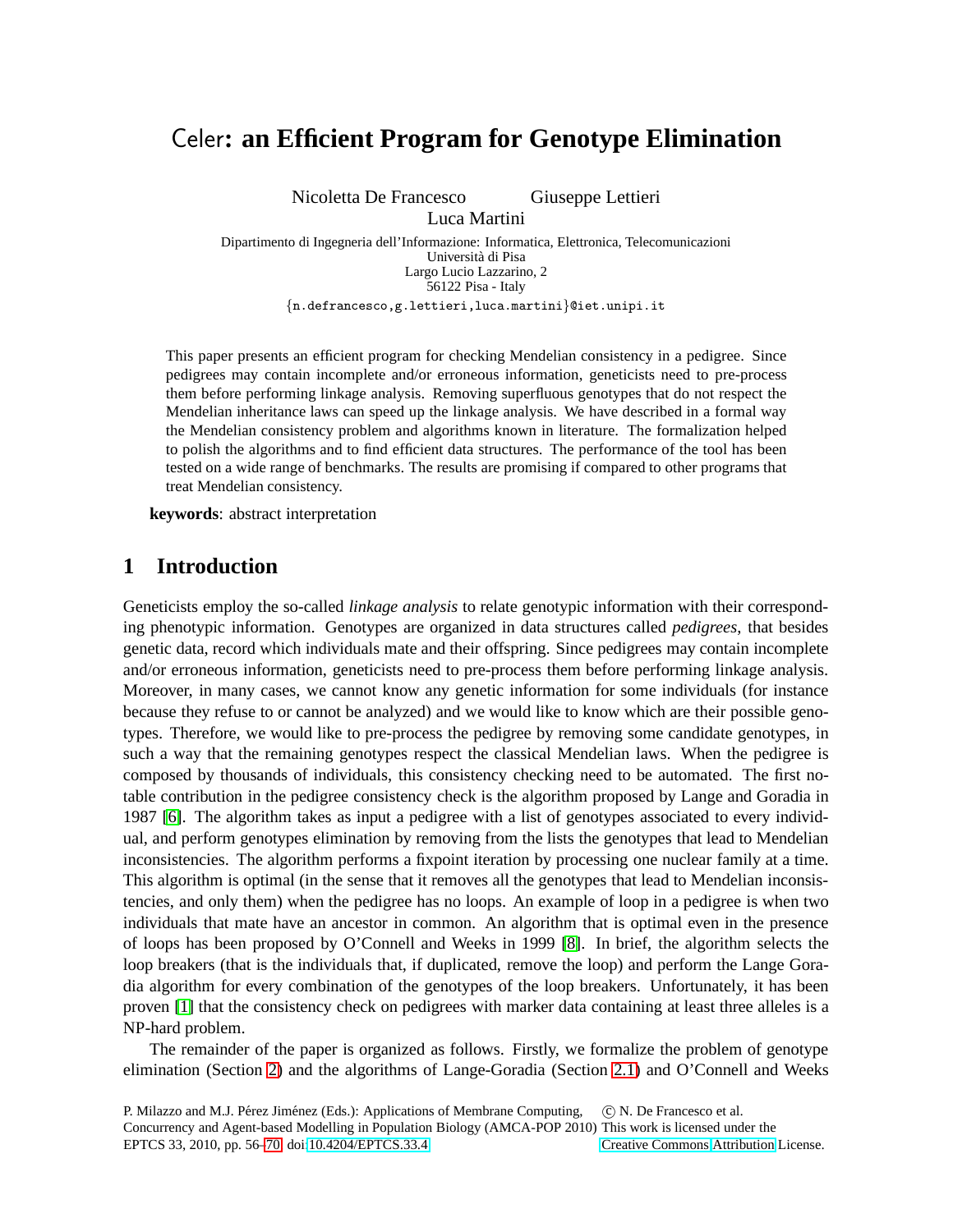# Celer: an Efficient Program for Genotype Elimination

Nicoletta De Francesco Giuseppe Lettieri
Luca Martini

Dipartimento di Ingegneria dell'Informazione: Informatica, Elettronica, Telecomunicazioni
Università di Pisa
Largo Lucio Lazzarino, 2
56122 Pisa - Italy

{n.defrancesco,g.lettieri,luca.martini}@iet.unipi.it

This paper presents an efficient program for checking Mendelian consistency in a pedigree. Since pedigrees may contain incomplete and/or erroneous information, geneticists need to pre-process them before performing linkage analysis. Removing superfluous genotypes that do not respect the Mendelian inheritance laws can speed up the linkage analysis. We have described in a formal way the Mendelian consistency problem and algorithms known in literature. The formalization helped to polish the algorithms and to find efficient data structures. The performance of the tool has been tested on a wide range of benchmarks. The results are promising if compared to other programs that treat Mendelian consistency.

**keywords**: abstract interpretation

## 1 Introduction

Geneticists employ the so-called *linkage analysis* to relate genotypic information with their corresponding phenotypic information. Genotypes are organized in data structures called *pedigrees*, that besides genetic data, record which individuals mate and their offspring. Since pedigrees may contain incomplete and/or erroneous information, geneticists need to pre-process them before performing linkage analysis. Moreover, in many cases, we cannot know any genetic information for some individuals (for instance because they refuse to or cannot be analyzed) and we would like to know which are their possible genotypes. Therefore, we would like to pre-process the pedigree by removing some candidate genotypes, in such a way that the remaining genotypes respect the classical Mendelian laws. When the pedigree is composed by thousands of individuals, this consistency checking need to be automated. The first notable contribution in the pedigree consistency check is the algorithm proposed by Lange and Goradia in 1987 [6]. The algorithm takes as input a pedigree with a list of genotypes associated to every individual, and perform genotypes elimination by removing from the lists the genotypes that lead to Mendelian inconsistencies. The algorithm performs a fixpoint iteration by processing one nuclear family at a time. This algorithm is optimal (in the sense that it removes all the genotypes that lead to Mendelian inconsistencies, and only them) when the pedigree has no loops. An example of loop in a pedigree is when two individuals that mate have an ancestor in common. An algorithm that is optimal even in the presence of loops has been proposed by O'Connell and Weeks in 1999 [8]. In brief, the algorithm selects the loop breakers (that is the individuals that, if duplicated, remove the loop) and perform the Lange Goradia algorithm for every combination of the genotypes of the loop breakers. Unfortunately, it has been proven [1] that the consistency check on pedigrees with marker data containing at least three alleles is a NP-hard problem.

The remainder of the paper is organized as follows. Firstly, we formalize the problem of genotype elimination (Section 2) and the algorithms of Lange-Goradia (Section 2.1) and O'Connell and Weeks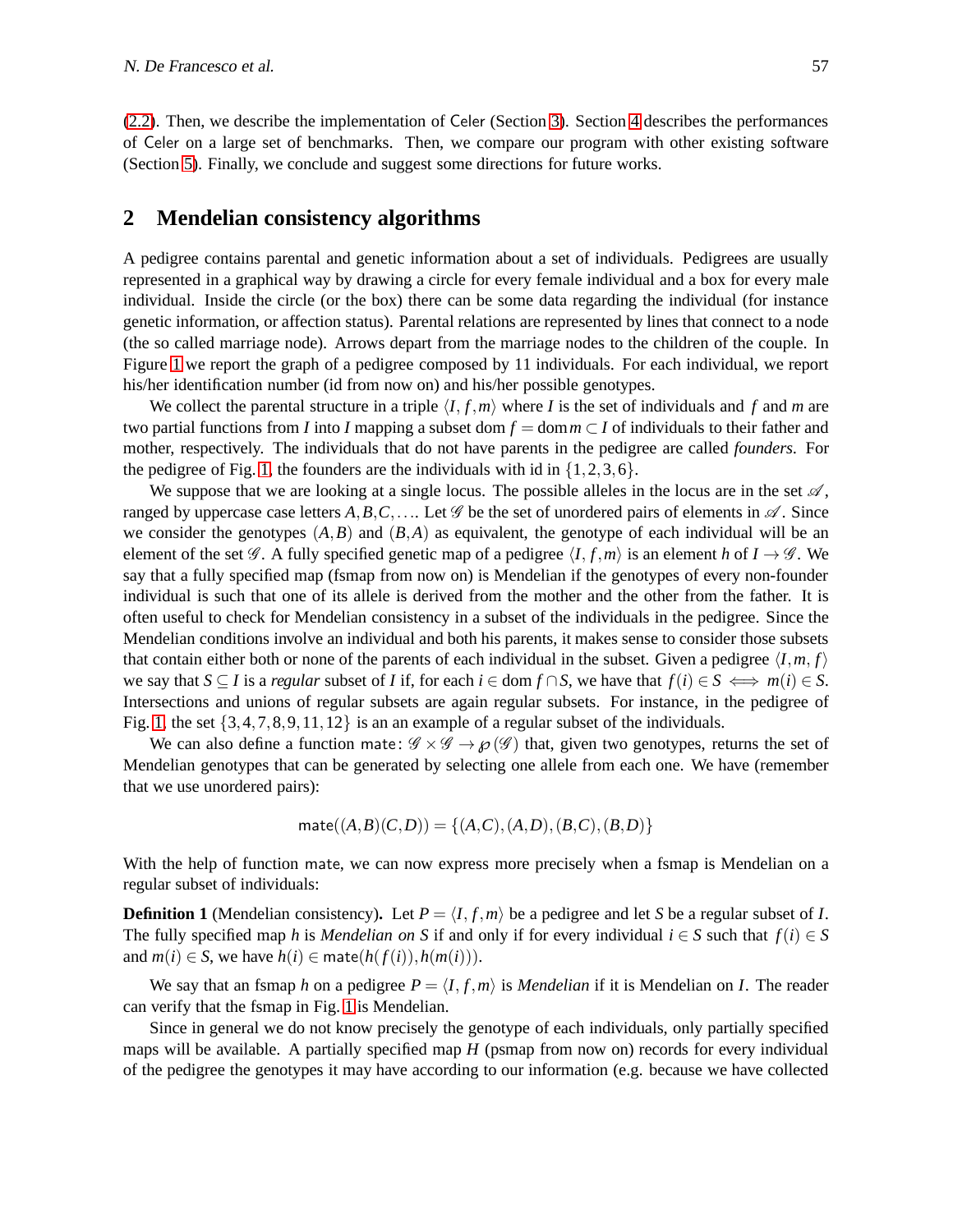(2.2). Then, we describe the implementation of Celer (Section 3). Section 4 describes the performances of Celer on a large set of benchmarks. Then, we compare our program with other existing software (Section 5). Finally, we conclude and suggest some directions for future works.

## 2 Mendelian consistency algorithms

A pedigree contains parental and genetic information about a set of individuals. Pedigrees are usually represented in a graphical way by drawing a circle for every female individual and a box for every male individual. Inside the circle (or the box) there can be some data regarding the individual (for instance genetic information, or affection status). Parental relations are represented by lines that connect to a node (the so called marriage node). Arrows depart from the marriage nodes to the children of the couple. In Figure 1 we report the graph of a pedigree composed by 11 individuals. For each individual, we report his/her identification number (id from now on) and his/her possible genotypes.

We collect the parental structure in a triple $\langle I, f, m \rangle$ where $I$ is the set of individuals and $f$ and $m$ are two partial functions from $I$ into $I$ mapping a subset $\operatorname{dom} f = \operatorname{dom} m \subset I$ of individuals to their father and mother, respectively. The individuals that do not have parents in the pedigree are called *founders*. For the pedigree of Fig. 1, the founders are the individuals with id in $\{1,2,3,6\}$.

We suppose that we are looking at a single locus. The possible alleles in the locus are in the set $\mathscr{A}$, ranged by uppercase case letters $A, B, C, \ldots$. Let $\mathscr{G}$ be the set of unordered pairs of elements in $\mathscr{A}$. Since we consider the genotypes $(A,B)$ and $(B,A)$ as equivalent, the genotype of each individual will be an element of the set $\mathscr{G}$. A fully specified genetic map of a pedigree $\langle I, f, m \rangle$ is an element $h$ of $I \to \mathscr{G}$. We say that a fully specified map (fsmap from now on) is Mendelian if the genotypes of every non-founder individual is such that one of its allele is derived from the mother and the other from the father. It is often useful to check for Mendelian consistency in a subset of the individuals in the pedigree. Since the Mendelian conditions involve an individual and both his parents, it makes sense to consider those subsets that contain either both or none of the parents of each individual in the subset. Given a pedigree $\langle I, m, f \rangle$ we say that $S \subseteq I$ is a *regular* subset of $I$ if, for each $i \in \operatorname{dom} f \cap S$, we have that $f(i) \in S \iff m(i) \in S$. Intersections and unions of regular subsets are again regular subsets. For instance, in the pedigree of Fig. 1, the set $\{3,4,7,8,9,11,12\}$ is an an example of a regular subset of the individuals.

We can also define a function $\mathsf{mate}\colon \mathscr{G} \times \mathscr{G} \to \wp(\mathscr{G})$ that, given two genotypes, returns the set of Mendelian genotypes that can be generated by selecting one allele from each one. We have (remember that we use unordered pairs):

$$\mathsf{mate}((A,B)(C,D)) = \{(A,C),(A,D),(B,C),(B,D)\}$$

With the help of function mate, we can now express more precisely when a fsmap is Mendelian on a regular subset of individuals:

**Definition 1** (Mendelian consistency)**.** Let $P = \langle I, f, m \rangle$ be a pedigree and let $S$ be a regular subset of $I$. The fully specified map $h$ is *Mendelian on S* if and only if for every individual $i \in S$ such that $f(i) \in S$ and $m(i) \in S$, we have $h(i) \in \mathsf{mate}(h(f(i)), h(m(i)))$.

We say that an fsmap $h$ on a pedigree $P = \langle I, f, m \rangle$ is *Mendelian* if it is Mendelian on $I$. The reader can verify that the fsmap in Fig. 1 is Mendelian.

Since in general we do not know precisely the genotype of each individuals, only partially specified maps will be available. A partially specified map $H$ (psmap from now on) records for every individual of the pedigree the genotypes it may have according to our information (e.g. because we have collected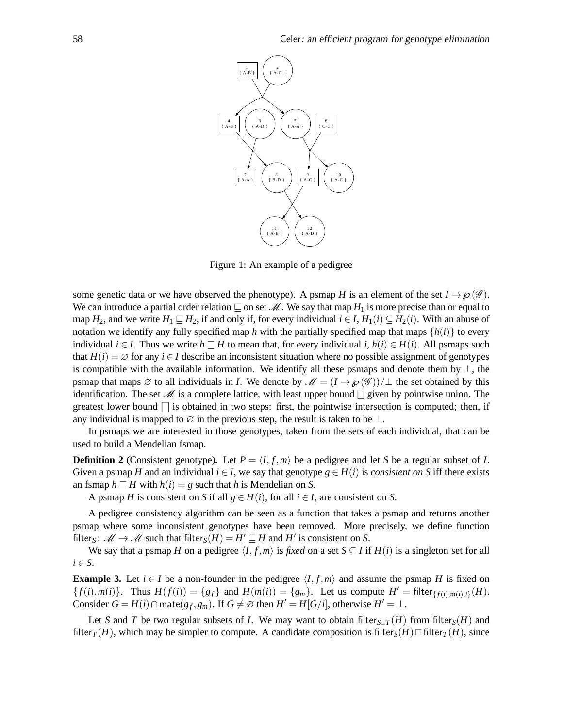Figure 1: An example of a pedigree

some genetic data or we have observed the phenotype). A psmap $H$ is an element of the set $I \to \wp(\mathscr{G})$. We can introduce a partial order relation $\sqsubseteq$ on set $\mathscr{M}$. We say that map $H_1$ is more precise than or equal to map $H_2$, and we write $H_1 \sqsubseteq H_2$, if and only if, for every individual $i \in I$, $H_1(i) \subseteq H_2(i)$. With an abuse of notation we identify any fully specified map $h$ with the partially specified map that maps $\{h(i)\}$ to every individual $i \in I$. Thus we write $h \sqsubseteq H$ to mean that, for every individual $i$, $h(i) \in H(i)$. All psmaps such that $H(i) = \varnothing$ for any $i \in I$ describe an inconsistent situation where no possible assignment of genotypes is compatible with the available information. We identify all these psmaps and denote them by $\bot$, the psmap that maps $\varnothing$ to all individuals in $I$. We denote by $\mathscr{M} = (I \to \wp(\mathscr{G}))/\bot$ the set obtained by this identification. The set $\mathscr{M}$ is a complete lattice, with least upper bound $\bigsqcup$ given by pointwise union. The greatest lower bound $\bigsqcap$ is obtained in two steps: first, the pointwise intersection is computed; then, if any individual is mapped to $\varnothing$ in the previous step, the result is taken to be $\bot$.

In psmaps we are interested in those genotypes, taken from the sets of each individual, that can be used to build a Mendelian fsmap.

**Definition 2** (Consistent genotype)**.** Let $P = \langle I, f, m \rangle$ be a pedigree and let $S$ be a regular subset of $I$. Given a psmap $H$ and an individual $i \in I$, we say that genotype $g \in H(i)$ is *consistent on S* iff there exists an fsmap $h \sqsubseteq H$ with $h(i) = g$ such that $h$ is Mendelian on $S$.

A psmap $H$ is consistent on $S$ if all $g \in H(i)$, for all $i \in I$, are consistent on $S$.

A pedigree consistency algorithm can be seen as a function that takes a psmap and returns another psmap where some inconsistent genotypes have been removed. More precisely, we define function $\mathsf{filter}_S \colon \mathscr{M} \to \mathscr{M}$ such that $\mathsf{filter}_S(H) = H' \sqsubseteq H$ and $H'$ is consistent on $S$.

We say that a psmap $H$ on a pedigree $\langle I, f, m \rangle$ is *fixed* on a set $S \subseteq I$ if $H(i)$ is a singleton set for all $i \in S$.

**Example 3.** Let $i \in I$ be a non-founder in the pedigree $\langle I, f, m \rangle$ and assume the psmap $H$ is fixed on $\{f(i), m(i)\}$. Thus $H(f(i)) = \{g_f\}$ and $H(m(i)) = \{g_m\}$. Let us compute $H' = \mathsf{filter}_{\{f(i),m(i),i\}}(H)$. Consider $G = H(i) \cap \mathsf{mate}(g_f, g_m)$. If $G \neq \varnothing$ then $H' = H[G/i]$, otherwise $H' = \bot$.

Let $S$ and $T$ be two regular subsets of $I$. We may want to obtain $\mathsf{filter}_{S \cup T}(H)$ from $\mathsf{filter}_S(H)$ and $\mathsf{filter}_T(H)$, which may be simpler to compute. A candidate composition is $\mathsf{filter}_S(H) \sqcap \mathsf{filter}_T(H)$, since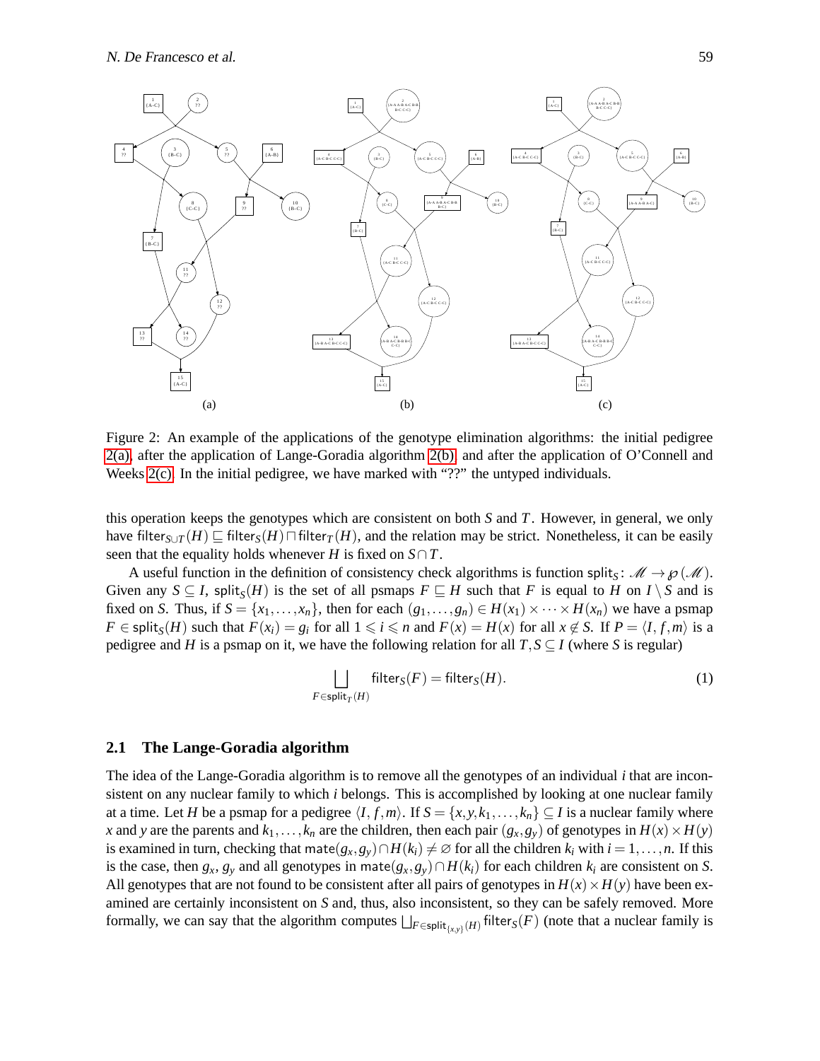Figure 2: An example of the applications of the genotype elimination algorithms: the initial pedigree 2(a), after the application of Lange-Goradia algorithm 2(b), and after the application of O'Connell and Weeks 2(c). In the initial pedigree, we have marked with "??" the untyped individuals.

this operation keeps the genotypes which are consistent on both $S$ and $T$. However, in general, we only have $\mathsf{filter}_{S\cup T}(H) \sqsubseteq \mathsf{filter}_S(H) \sqcap \mathsf{filter}_T(H)$, and the relation may be strict. Nonetheless, it can be easily seen that the equality holds whenever $H$ is fixed on $S \cap T$.

A useful function in the definition of consistency check algorithms is function $\mathsf{split}_S \colon \mathscr{M} \to \wp(\mathscr{M})$. Given any $S \subseteq I$, $\mathsf{split}_S(H)$ is the set of all psmaps $F \sqsubseteq H$ such that $F$ is equal to $H$ on $I \setminus S$ and is fixed on $S$. Thus, if $S = \{x_1, \ldots, x_n\}$, then for each $(g_1, \ldots, g_n) \in H(x_1) \times \cdots \times H(x_n)$ we have a psmap $F \in \mathsf{split}_S(H)$ such that $F(x_i) = g_i$ for all $1 \leqslant i \leqslant n$ and $F(x) = H(x)$ for all $x \notin S$. If $P = \langle I, f, m \rangle$ is a pedigree and $H$ is a psmap on it, we have the following relation for all $T, S \subseteq I$ (where $S$ is regular)

$$\bigsqcup_{F \in \mathsf{split}_T(H)} \mathsf{filter}_S(F) = \mathsf{filter}_S(H). \tag{1}$$

### 2.1 The Lange-Goradia algorithm

The idea of the Lange-Goradia algorithm is to remove all the genotypes of an individual $i$ that are inconsistent on any nuclear family to which $i$ belongs. This is accomplished by looking at one nuclear family at a time. Let $H$ be a psmap for a pedigree $\langle I, f, m \rangle$. If $S = \{x, y, k_1, \ldots, k_n\} \subseteq I$ is a nuclear family where $x$ and $y$ are the parents and $k_1, \ldots, k_n$ are the children, then each pair $(g_x, g_y)$ of genotypes in $H(x) \times H(y)$ is examined in turn, checking that $\mathsf{mate}(g_x, g_y) \cap H(k_i) \neq \varnothing$ for all the children $k_i$ with $i = 1, \ldots, n$. If this is the case, then $g_x$, $g_y$ and all genotypes in $\mathsf{mate}(g_x, g_y) \cap H(k_i)$ for each children $k_i$ are consistent on $S$. All genotypes that are not found to be consistent after all pairs of genotypes in $H(x) \times H(y)$ have been examined are certainly inconsistent on $S$ and, thus, also inconsistent, so they can be safely removed. More formally, we can say that the algorithm computes $\bigsqcup_{F \in \mathsf{split}_{\{x,y\}}(H)} \mathsf{filter}_S(F)$ (note that a nuclear family is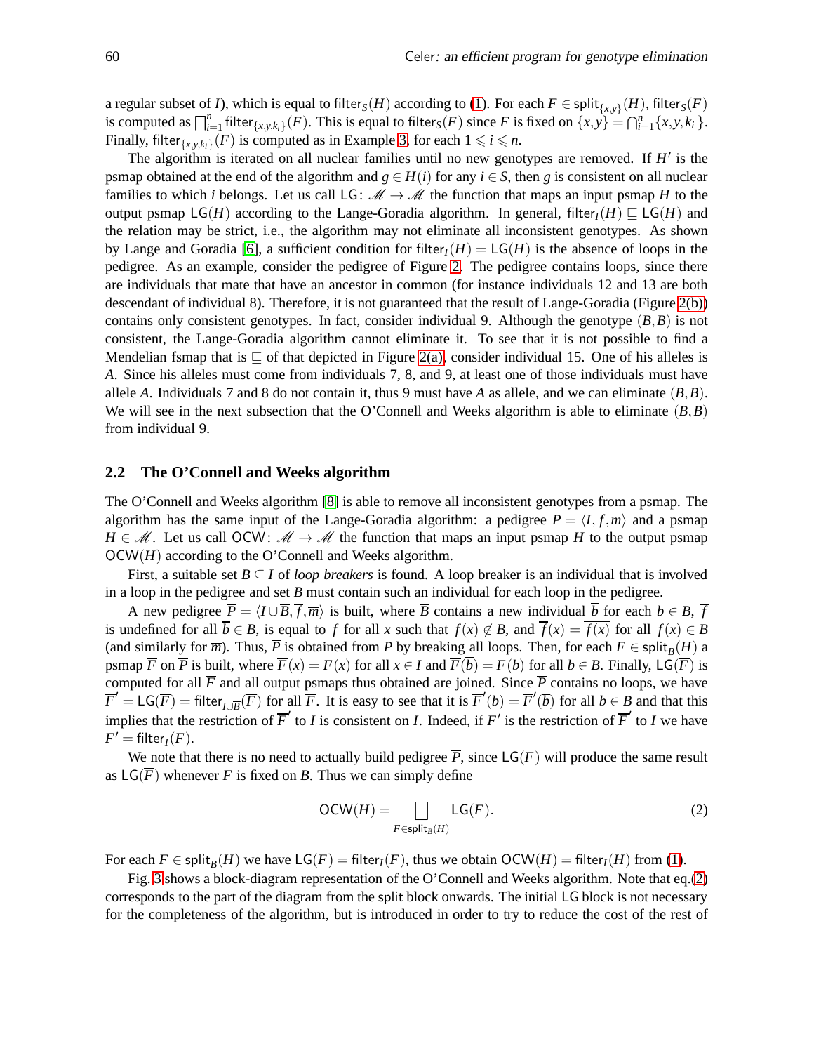a regular subset of $I$), which is equal to $\mathsf{filter}_S(H)$ according to (1). For each $F \in \mathsf{split}_{\{x,y\}}(H)$, $\mathsf{filter}_S(F)$ is computed as $\prod_{i=1}^n \mathsf{filter}_{\{x,y,k_i\}}(F)$. This is equal to $\mathsf{filter}_S(F)$ since $F$ is fixed on $\{x,y\} = \bigcap_{i=1}^n \{x,y,k_i\}$. Finally, $\mathsf{filter}_{\{x,y,k_i\}}(F)$ is computed as in Example 3, for each $1 \leqslant i \leqslant n$.

The algorithm is iterated on all nuclear families until no new genotypes are removed. If $H'$ is the psmap obtained at the end of the algorithm and $g \in H(i)$ for any $i \in S$, then $g$ is consistent on all nuclear families to which $i$ belongs. Let us call $\mathsf{LG}\colon \mathscr{M} \to \mathscr{M}$ the function that maps an input psmap $H$ to the output psmap $\mathsf{LG}(H)$ according to the Lange-Goradia algorithm. In general, $\mathsf{filter}_I(H) \sqsubseteq \mathsf{LG}(H)$ and the relation may be strict, i.e., the algorithm may not eliminate all inconsistent genotypes. As shown by Lange and Goradia [6], a sufficient condition for $\mathsf{filter}_I(H) = \mathsf{LG}(H)$ is the absence of loops in the pedigree. As an example, consider the pedigree of Figure 2. The pedigree contains loops, since there are individuals that mate that have an ancestor in common (for instance individuals 12 and 13 are both descendant of individual 8). Therefore, it is not guaranteed that the result of Lange-Goradia (Figure 2(b)) contains only consistent genotypes. In fact, consider individual 9. Although the genotype $(B,B)$ is not consistent, the Lange-Goradia algorithm cannot eliminate it. To see that it is not possible to find a Mendelian fsmap that is $\sqsubseteq$ of that depicted in Figure 2(a), consider individual 15. One of his alleles is $A$. Since his alleles must come from individuals 7, 8, and 9, at least one of those individuals must have allele $A$. Individuals 7 and 8 do not contain it, thus 9 must have $A$ as allele, and we can eliminate $(B,B)$. We will see in the next subsection that the O'Connell and Weeks algorithm is able to eliminate $(B,B)$ from individual 9.

## 2.2 The O'Connell and Weeks algorithm

The O'Connell and Weeks algorithm [8] is able to remove all inconsistent genotypes from a psmap. The algorithm has the same input of the Lange-Goradia algorithm: a pedigree $P = \langle I, f, m\rangle$ and a psmap $H \in \mathscr{M}$. Let us call $\mathsf{OCW}\colon \mathscr{M} \to \mathscr{M}$ the function that maps an input psmap $H$ to the output psmap $\mathsf{OCW}(H)$ according to the O'Connell and Weeks algorithm.

First, a suitable set $B \subseteq I$ of *loop breakers* is found. A loop breaker is an individual that is involved in a loop in the pedigree and set $B$ must contain such an individual for each loop in the pedigree.

A new pedigree $\overline{P} = \langle I \cup \overline{B}, \overline{f}, \overline{m}\rangle$ is built, where $\overline{B}$ contains a new individual $\overline{b}$ for each $b \in B$, $\overline{f}$ is undefined for all $\overline{b} \in B$, is equal to $f$ for all $x$ such that $f(x) \notin B$, and $\overline{f}(x) = \overline{f(x)}$ for all $f(x) \in B$ (and similarly for $\overline{m}$). Thus, $\overline{P}$ is obtained from $P$ by breaking all loops. Then, for each $F \in \mathsf{split}_B(H)$ a psmap $\overline{F}$ on $\overline{P}$ is built, where $\overline{F}(x) = F(x)$ for all $x \in I$ and $\overline{F}(\overline{b}) = F(b)$ for all $b \in B$. Finally, $\mathsf{LG}(\overline{F})$ is computed for all $\overline{F}$ and all output psmaps thus obtained are joined. Since $\overline{P}$ contains no loops, we have $\overline{F}' = \mathsf{LG}(\overline{F}) = \mathsf{filter}_{I\cup\overline{B}}(\overline{F})$ for all $\overline{F}$. It is easy to see that it is $\overline{F}'(b) = \overline{F}'(\overline{b})$ for all $b \in B$ and that this implies that the restriction of $\overline{F}'$ to $I$ is consistent on $I$. Indeed, if $F'$ is the restriction of $\overline{F}'$ to $I$ we have $F' = \mathsf{filter}_I(F)$.

We note that there is no need to actually build pedigree $\overline{P}$, since $\mathsf{LG}(F)$ will produce the same result as $\mathsf{LG}(\overline{F})$ whenever $F$ is fixed on $B$. Thus we can simply define

$$\mathsf{OCW}(H) = \bigsqcup_{F \in \mathsf{split}_B(H)} \mathsf{LG}(F). \tag{2}$$

For each $F \in \mathsf{split}_B(H)$ we have $\mathsf{LG}(F) = \mathsf{filter}_I(F)$, thus we obtain $\mathsf{OCW}(H) = \mathsf{filter}_I(H)$ from (1).

Fig. 3 shows a block-diagram representation of the O'Connell and Weeks algorithm. Note that eq.(2) corresponds to the part of the diagram from the split block onwards. The initial LG block is not necessary for the completeness of the algorithm, but is introduced in order to try to reduce the cost of the rest of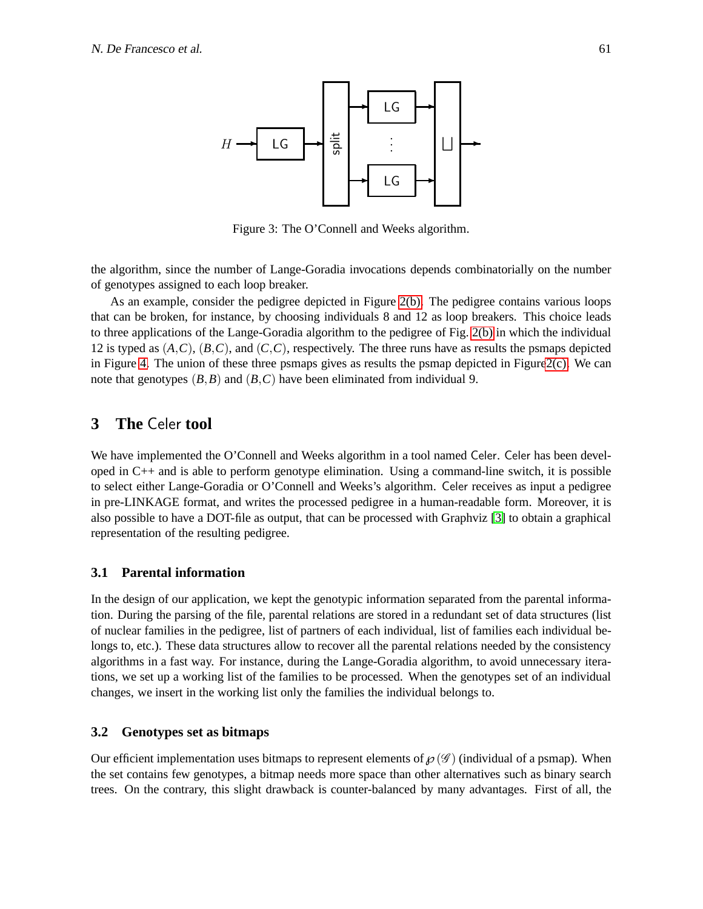Figure 3: The O'Connell and Weeks algorithm.

the algorithm, since the number of Lange-Goradia invocations depends combinatorially on the number of genotypes assigned to each loop breaker.

As an example, consider the pedigree depicted in Figure 2(b). The pedigree contains various loops that can be broken, for instance, by choosing individuals 8 and 12 as loop breakers. This choice leads to three applications of the Lange-Goradia algorithm to the pedigree of Fig. 2(b) in which the individual 12 is typed as $(A,C)$, $(B,C)$, and $(C,C)$, respectively. The three runs have as results the psmaps depicted in Figure 4. The union of these three psmaps gives as results the psmap depicted in Figure2(c). We can note that genotypes $(B,B)$ and $(B,C)$ have been eliminated from individual 9.

## 3 The Celer tool

We have implemented the O'Connell and Weeks algorithm in a tool named Celer. Celer has been developed in C++ and is able to perform genotype elimination. Using a command-line switch, it is possible to select either Lange-Goradia or O'Connell and Weeks's algorithm. Celer receives as input a pedigree in pre-LINKAGE format, and writes the processed pedigree in a human-readable form. Moreover, it is also possible to have a DOT-file as output, that can be processed with Graphviz [3] to obtain a graphical representation of the resulting pedigree.

### 3.1 Parental information

In the design of our application, we kept the genotypic information separated from the parental information. During the parsing of the file, parental relations are stored in a redundant set of data structures (list of nuclear families in the pedigree, list of partners of each individual, list of families each individual belongs to, etc.). These data structures allow to recover all the parental relations needed by the consistency algorithms in a fast way. For instance, during the Lange-Goradia algorithm, to avoid unnecessary iterations, we set up a working list of the families to be processed. When the genotypes set of an individual changes, we insert in the working list only the families the individual belongs to.

### 3.2 Genotypes set as bitmaps

Our efficient implementation uses bitmaps to represent elements of $\wp(\mathscr{G})$ (individual of a psmap). When the set contains few genotypes, a bitmap needs more space than other alternatives such as binary search trees. On the contrary, this slight drawback is counter-balanced by many advantages. First of all, the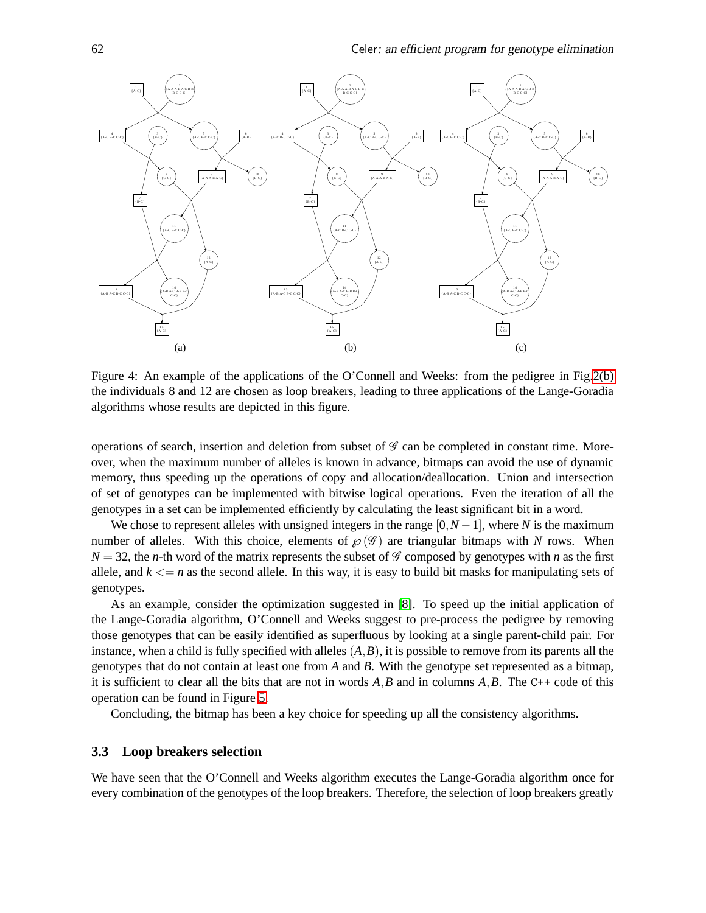Figure 4: An example of the applications of the O'Connell and Weeks: from the pedigree in Fig.2(b) the individuals 8 and 12 are chosen as loop breakers, leading to three applications of the Lange-Goradia algorithms whose results are depicted in this figure.

operations of search, insertion and deletion from subset of $\mathscr{G}$ can be completed in constant time. Moreover, when the maximum number of alleles is known in advance, bitmaps can avoid the use of dynamic memory, thus speeding up the operations of copy and allocation/deallocation. Union and intersection of set of genotypes can be implemented with bitwise logical operations. Even the iteration of all the genotypes in a set can be implemented efficiently by calculating the least significant bit in a word.

We chose to represent alleles with unsigned integers in the range $[0, N-1]$, where $N$ is the maximum number of alleles. With this choice, elements of $\wp(\mathscr{G})$ are triangular bitmaps with $N$ rows. When $N = 32$, the $n$-th word of the matrix represents the subset of $\mathscr{G}$ composed by genotypes with $n$ as the first allele, and $k <= n$ as the second allele. In this way, it is easy to build bit masks for manipulating sets of genotypes.

As an example, consider the optimization suggested in [8]. To speed up the initial application of the Lange-Goradia algorithm, O'Connell and Weeks suggest to pre-process the pedigree by removing those genotypes that can be easily identified as superfluous by looking at a single parent-child pair. For instance, when a child is fully specified with alleles $(A, B)$, it is possible to remove from its parents all the genotypes that do not contain at least one from $A$ and $B$. With the genotype set represented as a bitmap, it is sufficient to clear all the bits that are not in words $A, B$ and in columns $A, B$. The C++ code of this operation can be found in Figure 5.

Concluding, the bitmap has been a key choice for speeding up all the consistency algorithms.

### 3.3 Loop breakers selection

We have seen that the O'Connell and Weeks algorithm executes the Lange-Goradia algorithm once for every combination of the genotypes of the loop breakers. Therefore, the selection of loop breakers greatly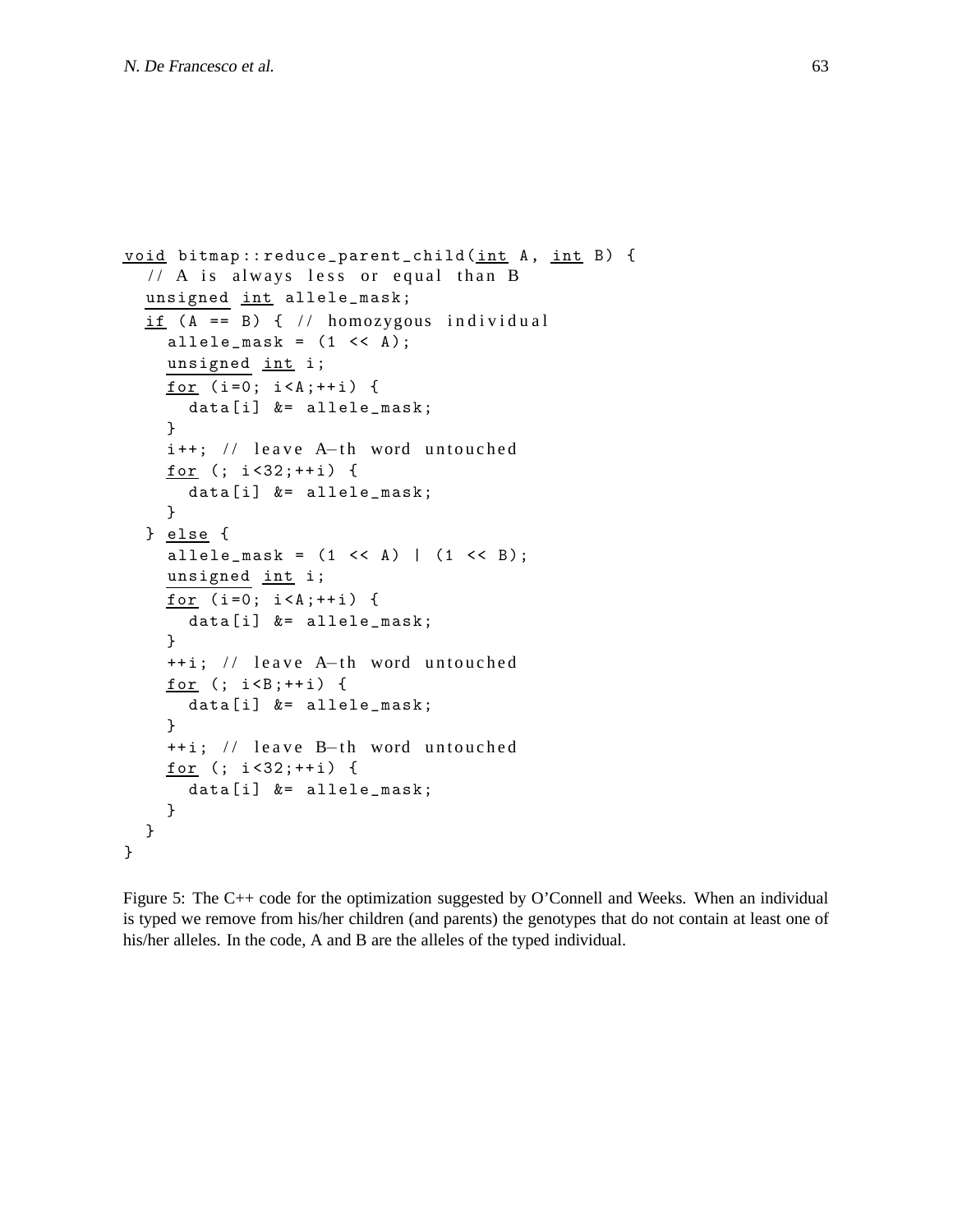```cpp
void bitmap::reduce_parent_child(int A, int B) {
  // A is always less or equal than B
  unsigned int allele_mask;
  if (A == B) { // homozygous individual
    allele_mask = (1 << A);
    unsigned int i;
    for (i=0; i<A;++i) {
      data[i] &= allele_mask;
    }
    i++; // leave A–th word untouched
    for (; i<32;++i) {
      data[i] &= allele_mask;
    }
  } else {
    allele_mask = (1 << A) | (1 << B);
    unsigned int i;
    for (i=0; i<A;++i) {
      data[i] &= allele_mask;
    }
    ++i; // leave A–th word untouched
    for (; i<B;++i) {
      data[i] &= allele_mask;
    }
    ++i; // leave B–th word untouched
    for (; i<32;++i) {
      data[i] &= allele_mask;
    }
  }
}
```

Figure 5: The C++ code for the optimization suggested by O'Connell and Weeks. When an individual is typed we remove from his/her children (and parents) the genotypes that do not contain at least one of his/her alleles. In the code, A and B are the alleles of the typed individual.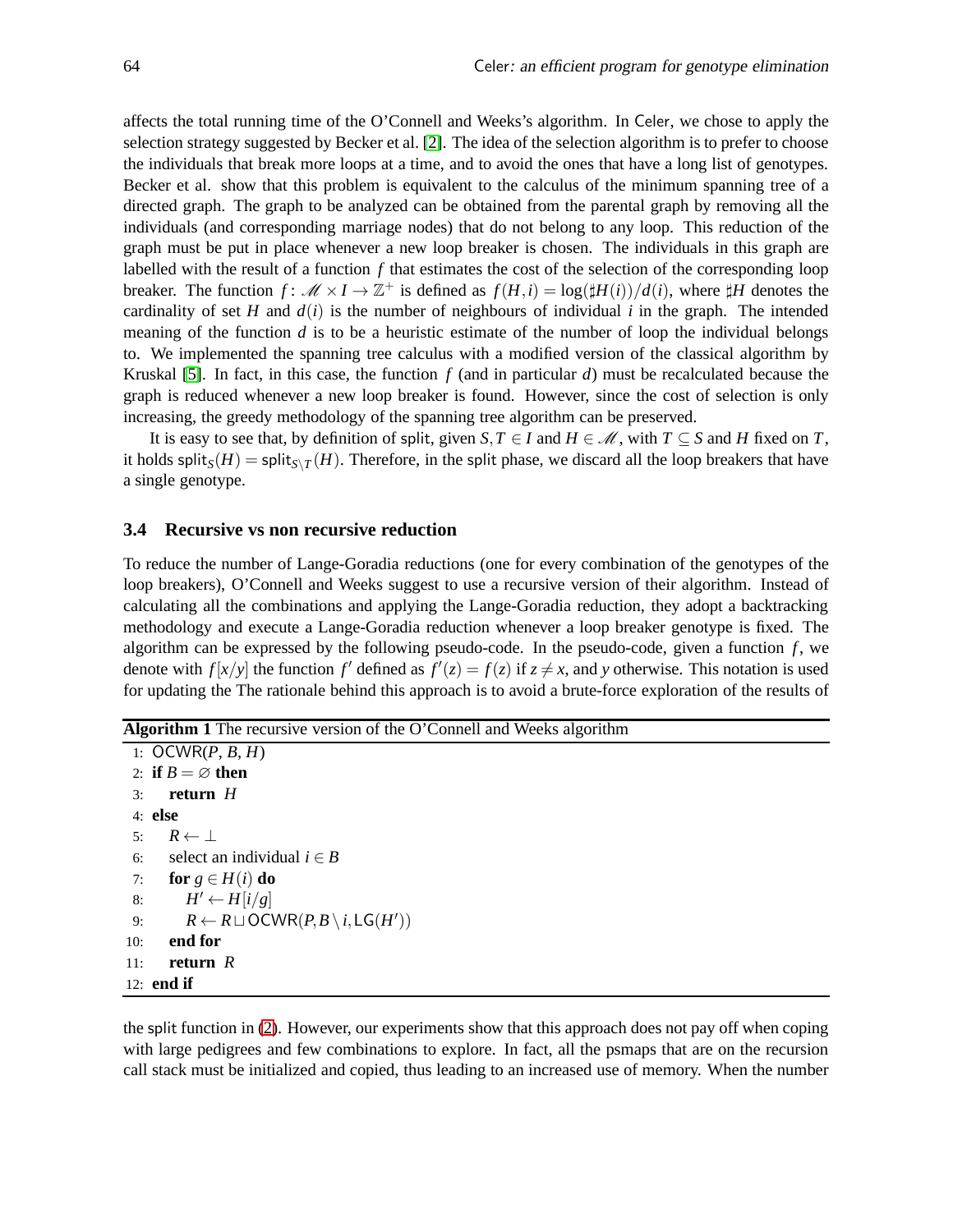affects the total running time of the O'Connell and Weeks's algorithm. In Celer, we chose to apply the selection strategy suggested by Becker et al. [2]. The idea of the selection algorithm is to prefer to choose the individuals that break more loops at a time, and to avoid the ones that have a long list of genotypes. Becker et al. show that this problem is equivalent to the calculus of the minimum spanning tree of a directed graph. The graph to be analyzed can be obtained from the parental graph by removing all the individuals (and corresponding marriage nodes) that do not belong to any loop. This reduction of the graph must be put in place whenever a new loop breaker is chosen. The individuals in this graph are labelled with the result of a function $f$ that estimates the cost of the selection of the corresponding loop breaker. The function $f : \mathscr{M} \times I \to \mathbb{Z}^+$ is defined as $f(H,i) = \log(\sharp H(i))/d(i)$, where $\sharp H$ denotes the cardinality of set $H$ and $d(i)$ is the number of neighbours of individual $i$ in the graph. The intended meaning of the function $d$ is to be a heuristic estimate of the number of loop the individual belongs to. We implemented the spanning tree calculus with a modified version of the classical algorithm by Kruskal [5]. In fact, in this case, the function $f$ (and in particular $d$) must be recalculated because the graph is reduced whenever a new loop breaker is found. However, since the cost of selection is only increasing, the greedy methodology of the spanning tree algorithm can be preserved.

It is easy to see that, by definition of split, given $S,T \in I$ and $H \in \mathscr{M}$, with $T \subseteq S$ and $H$ fixed on $T$, it holds $\mathsf{split}_S(H) = \mathsf{split}_{S \setminus T}(H)$. Therefore, in the split phase, we discard all the loop breakers that have a single genotype.

### 3.4 Recursive vs non recursive reduction

To reduce the number of Lange-Goradia reductions (one for every combination of the genotypes of the loop breakers), O'Connell and Weeks suggest to use a recursive version of their algorithm. Instead of calculating all the combinations and applying the Lange-Goradia reduction, they adopt a backtracking methodology and execute a Lange-Goradia reduction whenever a loop breaker genotype is fixed. The algorithm can be expressed by the following pseudo-code. In the pseudo-code, given a function $f$, we denote with $f[x/y]$ the function $f'$ defined as $f'(z) = f(z)$ if $z \neq x$, and $y$ otherwise. This notation is used for updating the The rationale behind this approach is to avoid a brute-force exploration of the results of

**Algorithm 1** The recursive version of the O'Connell and Weeks algorithm

```
 1: OCWR(P, B, H)
 2: if B = ∅ then
 3:     return H
 4: else
 5:     R ← ⊥
 6:     select an individual i ∈ B
 7:     for g ∈ H(i) do
 8:         H' ← H[i/g]
 9:         R ← R ⊔ OCWR(P, B \ i, LG(H'))
10:     end for
11:     return R
12: end if
```

the split function in (2). However, our experiments show that this approach does not pay off when coping with large pedigrees and few combinations to explore. In fact, all the psmaps that are on the recursion call stack must be initialized and copied, thus leading to an increased use of memory. When the number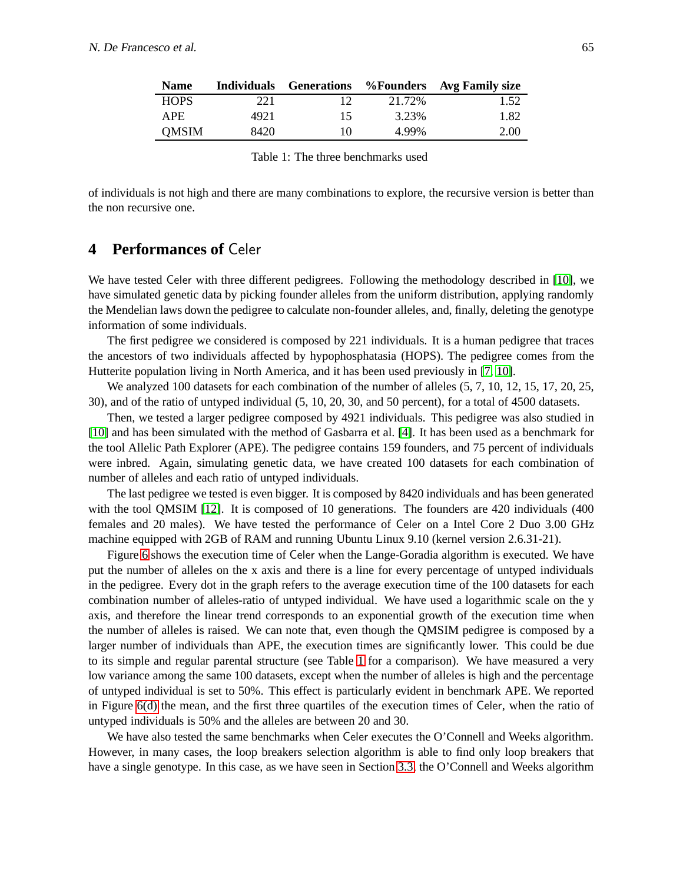| Name | Individuals | Generations | %Founders | Avg Family size |
| --- | --- | --- | --- | --- |
| HOPS | 221 | 12 | 21.72% | 1.52 |
| APE | 4921 | 15 | 3.23% | 1.82 |
| QMSIM | 8420 | 10 | 4.99% | 2.00 |

Table 1: The three benchmarks used

of individuals is not high and there are many combinations to explore, the recursive version is better than the non recursive one.

## 4 Performances of Celer

We have tested Celer with three different pedigrees. Following the methodology described in [10], we have simulated genetic data by picking founder alleles from the uniform distribution, applying randomly the Mendelian laws down the pedigree to calculate non-founder alleles, and, finally, deleting the genotype information of some individuals.

The first pedigree we considered is composed by 221 individuals. It is a human pedigree that traces the ancestors of two individuals affected by hypophosphatasia (HOPS). The pedigree comes from the Hutterite population living in North America, and it has been used previously in [7, 10].

We analyzed 100 datasets for each combination of the number of alleles (5, 7, 10, 12, 15, 17, 20, 25, 30), and of the ratio of untyped individual (5, 10, 20, 30, and 50 percent), for a total of 4500 datasets.

Then, we tested a larger pedigree composed by 4921 individuals. This pedigree was also studied in [10] and has been simulated with the method of Gasbarra et al. [4]. It has been used as a benchmark for the tool Allelic Path Explorer (APE). The pedigree contains 159 founders, and 75 percent of individuals were inbred. Again, simulating genetic data, we have created 100 datasets for each combination of number of alleles and each ratio of untyped individuals.

The last pedigree we tested is even bigger. It is composed by 8420 individuals and has been generated with the tool QMSIM [12]. It is composed of 10 generations. The founders are 420 individuals (400 females and 20 males). We have tested the performance of Celer on a Intel Core 2 Duo 3.00 GHz machine equipped with 2GB of RAM and running Ubuntu Linux 9.10 (kernel version 2.6.31-21).

Figure 6 shows the execution time of Celer when the Lange-Goradia algorithm is executed. We have put the number of alleles on the x axis and there is a line for every percentage of untyped individuals in the pedigree. Every dot in the graph refers to the average execution time of the 100 datasets for each combination number of alleles-ratio of untyped individual. We have used a logarithmic scale on the y axis, and therefore the linear trend corresponds to an exponential growth of the execution time when the number of alleles is raised. We can note that, even though the QMSIM pedigree is composed by a larger number of individuals than APE, the execution times are significantly lower. This could be due to its simple and regular parental structure (see Table 1 for a comparison). We have measured a very low variance among the same 100 datasets, except when the number of alleles is high and the percentage of untyped individual is set to 50%. This effect is particularly evident in benchmark APE. We reported in Figure 6(d) the mean, and the first three quartiles of the execution times of Celer, when the ratio of untyped individuals is 50% and the alleles are between 20 and 30.

We have also tested the same benchmarks when Celer executes the O'Connell and Weeks algorithm. However, in many cases, the loop breakers selection algorithm is able to find only loop breakers that have a single genotype. In this case, as we have seen in Section 3.3, the O'Connell and Weeks algorithm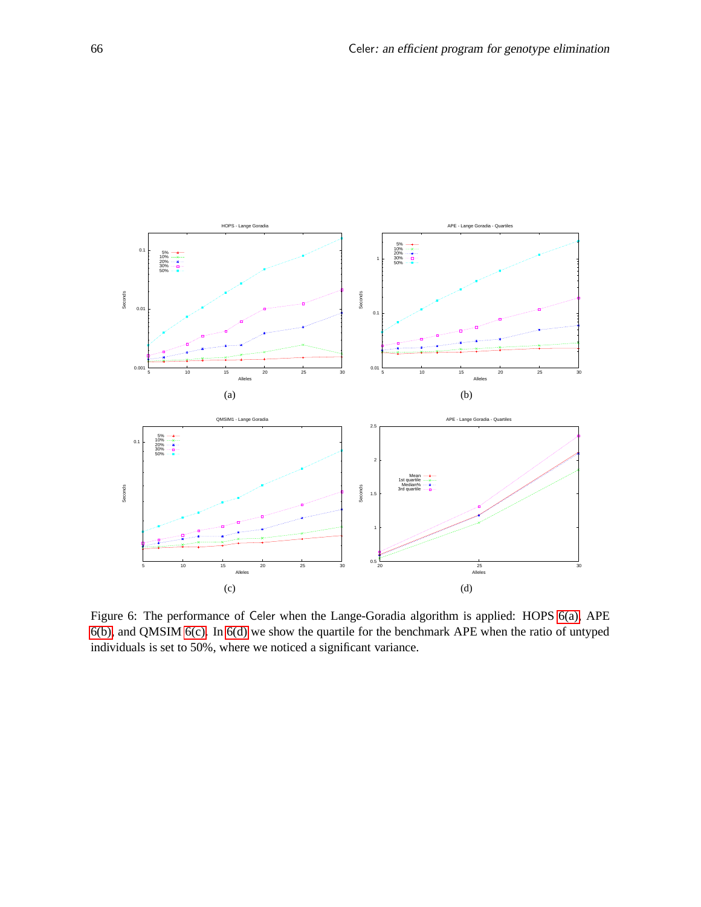Figure 6: The performance of Celer when the Lange-Goradia algorithm is applied: HOPS 6(a), APE 6(b), and QMSIM 6(c). In 6(d) we show the quartile for the benchmark APE when the ratio of untyped individuals is set to 50%, where we noticed a significant variance.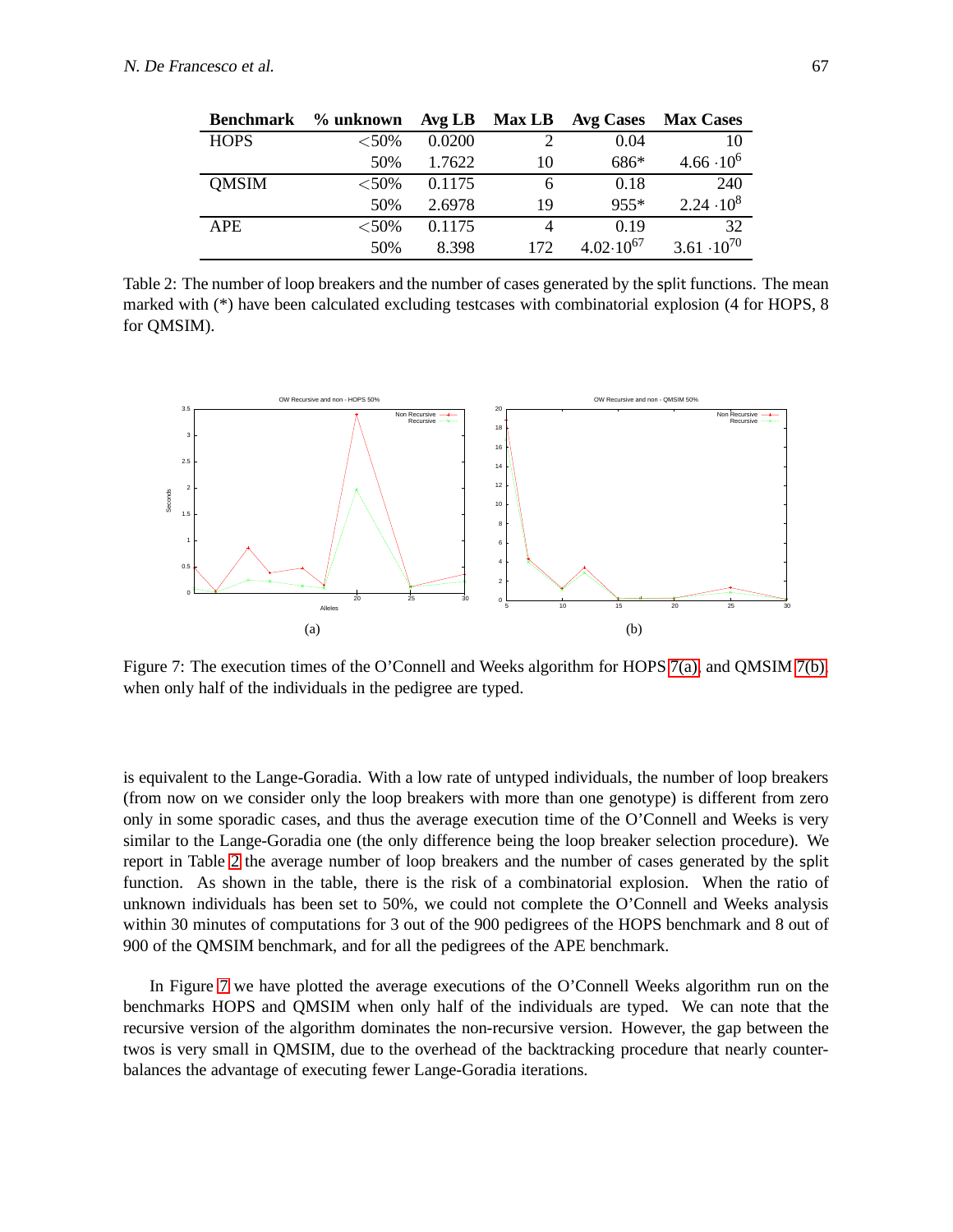| Benchmark | % unknown | Avg LB | Max LB | Avg Cases | Max Cases |
|---|---|---|---|---|---|
| HOPS | <50% | 0.0200 | 2 | 0.04 | 10 |
| | 50% | 1.7622 | 10 | 686* | $4.66 \cdot 10^6$ |
| QMSIM | <50% | 0.1175 | 6 | 0.18 | 240 |
| | 50% | 2.6978 | 19 | 955* | $2.24 \cdot 10^8$ |
| APE | <50% | 0.1175 | 4 | 0.19 | 32 |
| | 50% | 8.398 | 172 | $4.02 \cdot 10^{67}$ | $3.61 \cdot 10^{70}$ |

Table 2: The number of loop breakers and the number of cases generated by the split functions. The mean marked with (*) have been calculated excluding testcases with combinatorial explosion (4 for HOPS, 8 for QMSIM).

(a)

(b)

Figure 7: The execution times of the O'Connell and Weeks algorithm for HOPS 7(a), and QMSIM 7(b), when only half of the individuals in the pedigree are typed.

is equivalent to the Lange-Goradia. With a low rate of untyped individuals, the number of loop breakers (from now on we consider only the loop breakers with more than one genotype) is different from zero only in some sporadic cases, and thus the average execution time of the O'Connell and Weeks is very similar to the Lange-Goradia one (the only difference being the loop breaker selection procedure). We report in Table 2 the average number of loop breakers and the number of cases generated by the split function. As shown in the table, there is the risk of a combinatorial explosion. When the ratio of unknown individuals has been set to 50%, we could not complete the O'Connell and Weeks analysis within 30 minutes of computations for 3 out of the 900 pedigrees of the HOPS benchmark and 8 out of 900 of the QMSIM benchmark, and for all the pedigrees of the APE benchmark.

In Figure 7 we have plotted the average executions of the O'Connell Weeks algorithm run on the benchmarks HOPS and QMSIM when only half of the individuals are typed. We can note that the recursive version of the algorithm dominates the non-recursive version. However, the gap between the twos is very small in QMSIM, due to the overhead of the backtracking procedure that nearly counterbalances the advantage of executing fewer Lange-Goradia iterations.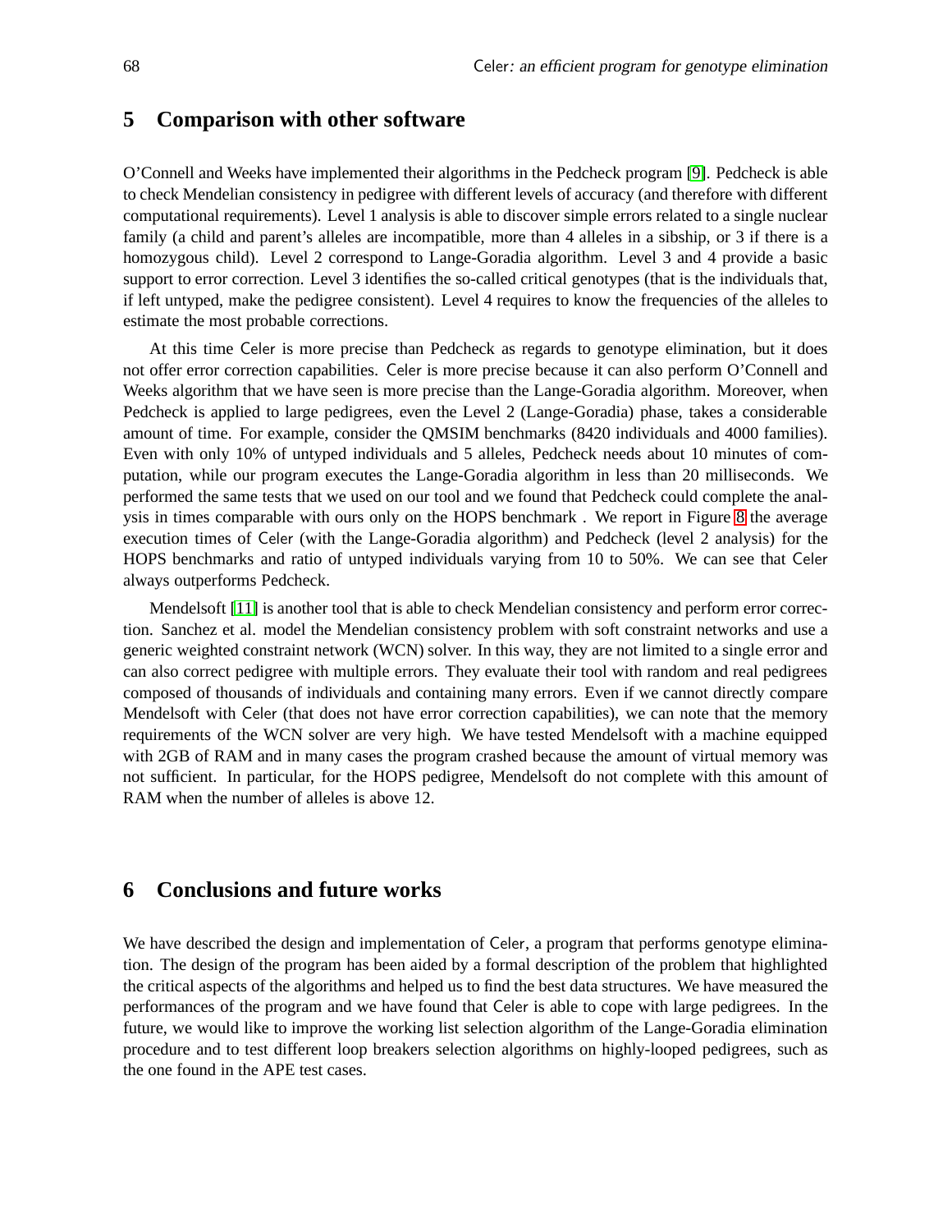## 5 Comparison with other software

O'Connell and Weeks have implemented their algorithms in the Pedcheck program [9]. Pedcheck is able to check Mendelian consistency in pedigree with different levels of accuracy (and therefore with different computational requirements). Level 1 analysis is able to discover simple errors related to a single nuclear family (a child and parent's alleles are incompatible, more than 4 alleles in a sibship, or 3 if there is a homozygous child). Level 2 correspond to Lange-Goradia algorithm. Level 3 and 4 provide a basic support to error correction. Level 3 identifies the so-called critical genotypes (that is the individuals that, if left untyped, make the pedigree consistent). Level 4 requires to know the frequencies of the alleles to estimate the most probable corrections.

At this time Celer is more precise than Pedcheck as regards to genotype elimination, but it does not offer error correction capabilities. Celer is more precise because it can also perform O'Connell and Weeks algorithm that we have seen is more precise than the Lange-Goradia algorithm. Moreover, when Pedcheck is applied to large pedigrees, even the Level 2 (Lange-Goradia) phase, takes a considerable amount of time. For example, consider the QMSIM benchmarks (8420 individuals and 4000 families). Even with only 10% of untyped individuals and 5 alleles, Pedcheck needs about 10 minutes of computation, while our program executes the Lange-Goradia algorithm in less than 20 milliseconds. We performed the same tests that we used on our tool and we found that Pedcheck could complete the analysis in times comparable with ours only on the HOPS benchmark . We report in Figure 8 the average execution times of Celer (with the Lange-Goradia algorithm) and Pedcheck (level 2 analysis) for the HOPS benchmarks and ratio of untyped individuals varying from 10 to 50%. We can see that Celer always outperforms Pedcheck.

Mendelsoft [11] is another tool that is able to check Mendelian consistency and perform error correction. Sanchez et al. model the Mendelian consistency problem with soft constraint networks and use a generic weighted constraint network (WCN) solver. In this way, they are not limited to a single error and can also correct pedigree with multiple errors. They evaluate their tool with random and real pedigrees composed of thousands of individuals and containing many errors. Even if we cannot directly compare Mendelsoft with Celer (that does not have error correction capabilities), we can note that the memory requirements of the WCN solver are very high. We have tested Mendelsoft with a machine equipped with 2GB of RAM and in many cases the program crashed because the amount of virtual memory was not sufficient. In particular, for the HOPS pedigree, Mendelsoft do not complete with this amount of RAM when the number of alleles is above 12.

## 6 Conclusions and future works

We have described the design and implementation of Celer, a program that performs genotype elimination. The design of the program has been aided by a formal description of the problem that highlighted the critical aspects of the algorithms and helped us to find the best data structures. We have measured the performances of the program and we have found that Celer is able to cope with large pedigrees. In the future, we would like to improve the working list selection algorithm of the Lange-Goradia elimination procedure and to test different loop breakers selection algorithms on highly-looped pedigrees, such as the one found in the APE test cases.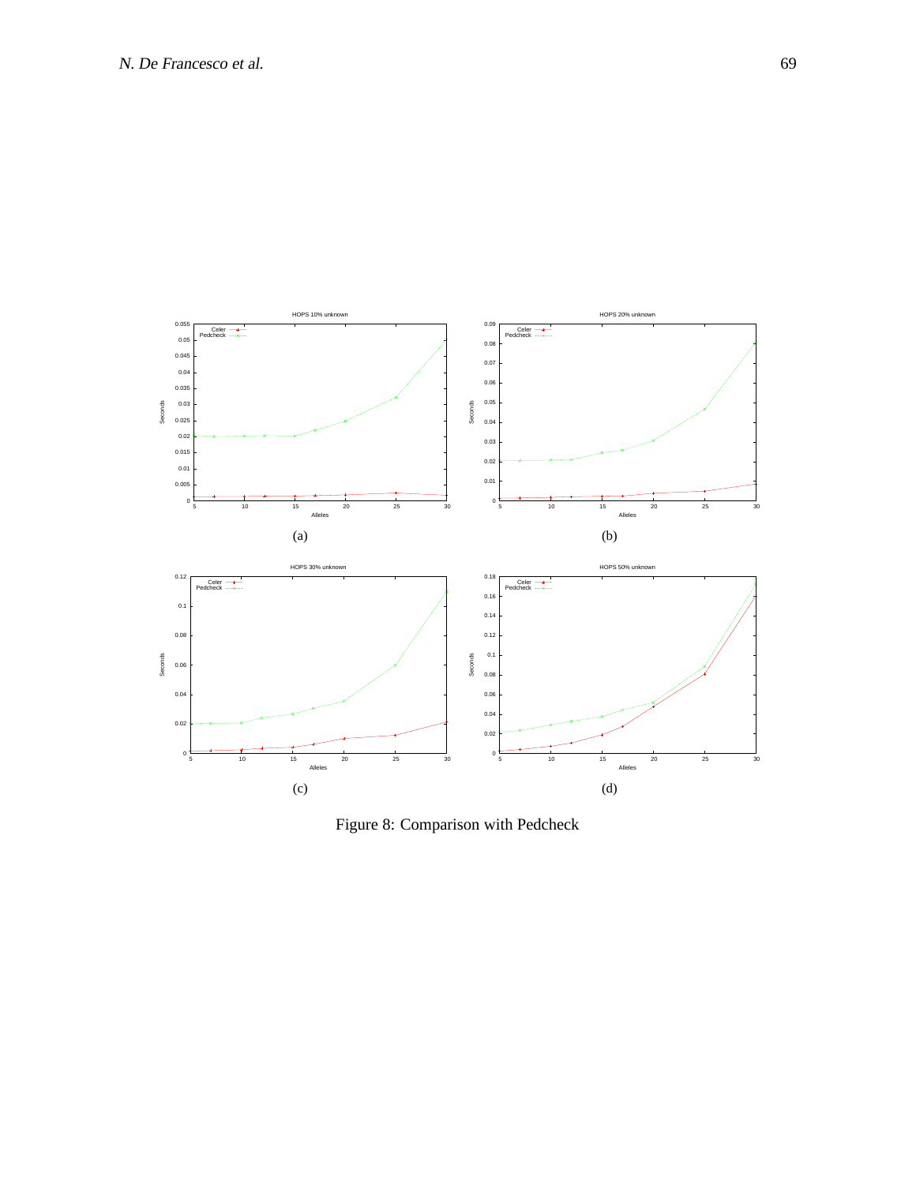HOPS 10% unknown

(a)

HOPS 20% unknown

(b)

HOPS 30% unknown

(c)

HOPS 50% unknown

(d)

Figure 8: Comparison with Pedcheck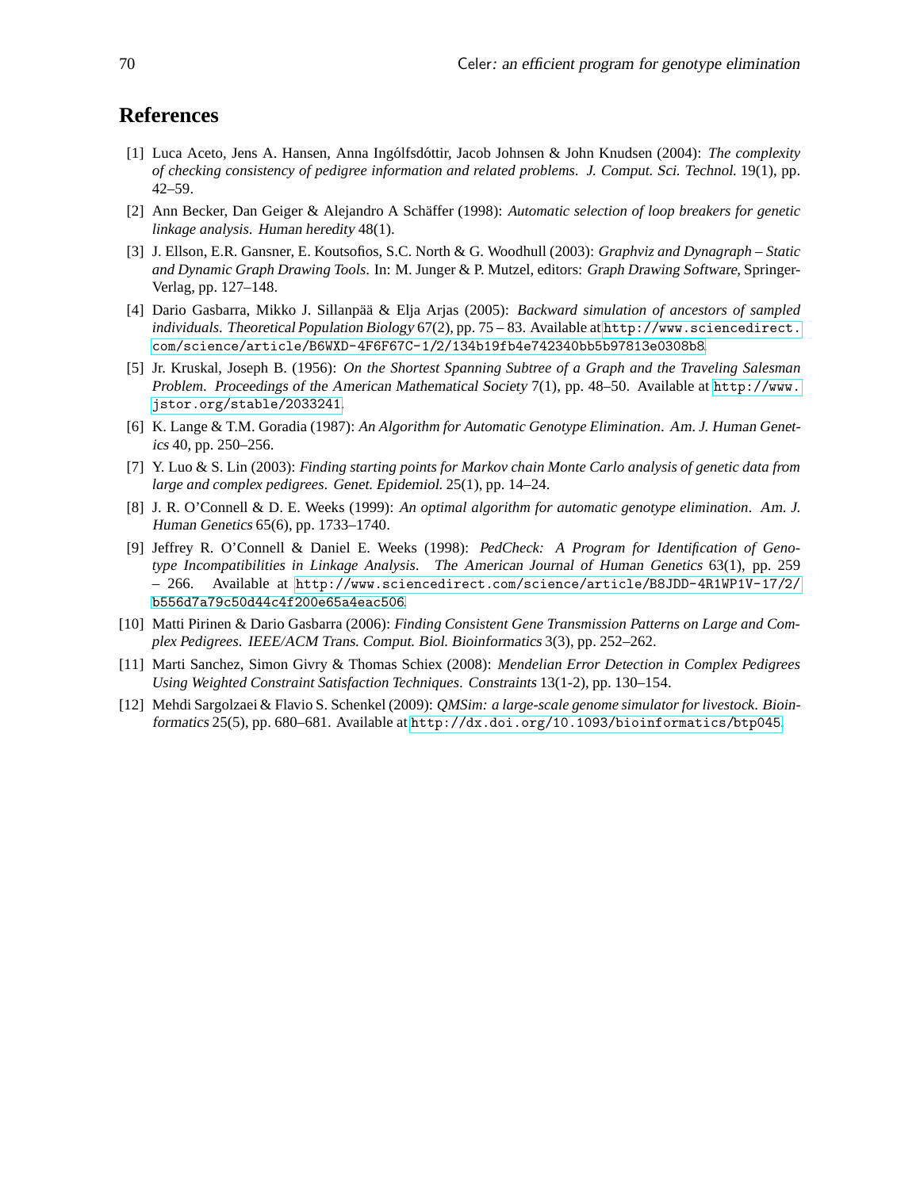## References

[1] Luca Aceto, Jens A. Hansen, Anna Ingólfsdóttir, Jacob Johnsen & John Knudsen (2004): *The complexity of checking consistency of pedigree information and related problems*. *J. Comput. Sci. Technol.* 19(1), pp. 42–59.

[2] Ann Becker, Dan Geiger & Alejandro A Schäffer (1998): *Automatic selection of loop breakers for genetic linkage analysis*. *Human heredity* 48(1).

[3] J. Ellson, E.R. Gansner, E. Koutsofios, S.C. North & G. Woodhull (2003): *Graphviz and Dynagraph – Static and Dynamic Graph Drawing Tools*. In: M. Junger & P. Mutzel, editors: *Graph Drawing Software*, Springer-Verlag, pp. 127–148.

[4] Dario Gasbarra, Mikko J. Sillanpää & Elja Arjas (2005): *Backward simulation of ancestors of sampled individuals*. *Theoretical Population Biology* 67(2), pp. 75 – 83. Available at http://www.sciencedirect.com/science/article/B6WXD-4F6F67C-1/2/134b19fb4e742340bb5b97813e0308b8.

[5] Jr. Kruskal, Joseph B. (1956): *On the Shortest Spanning Subtree of a Graph and the Traveling Salesman Problem*. *Proceedings of the American Mathematical Society* 7(1), pp. 48–50. Available at http://www.jstor.org/stable/2033241.

[6] K. Lange & T.M. Goradia (1987): *An Algorithm for Automatic Genotype Elimination*. *Am. J. Human Genetics* 40, pp. 250–256.

[7] Y. Luo & S. Lin (2003): *Finding starting points for Markov chain Monte Carlo analysis of genetic data from large and complex pedigrees*. *Genet. Epidemiol.* 25(1), pp. 14–24.

[8] J. R. O'Connell & D. E. Weeks (1999): *An optimal algorithm for automatic genotype elimination*. *Am. J. Human Genetics* 65(6), pp. 1733–1740.

[9] Jeffrey R. O'Connell & Daniel E. Weeks (1998): *PedCheck: A Program for Identification of Genotype Incompatibilities in Linkage Analysis*. *The American Journal of Human Genetics* 63(1), pp. 259 – 266. Available at http://www.sciencedirect.com/science/article/B8JDD-4R1WP1V-17/2/b556d7a79c50d44c4f200e65a4eac506.

[10] Matti Pirinen & Dario Gasbarra (2006): *Finding Consistent Gene Transmission Patterns on Large and Complex Pedigrees*. *IEEE/ACM Trans. Comput. Biol. Bioinformatics* 3(3), pp. 252–262.

[11] Marti Sanchez, Simon Givry & Thomas Schiex (2008): *Mendelian Error Detection in Complex Pedigrees Using Weighted Constraint Satisfaction Techniques*. *Constraints* 13(1-2), pp. 130–154.

[12] Mehdi Sargolzaei & Flavio S. Schenkel (2009): *QMSim: a large-scale genome simulator for livestock*. *Bioinformatics* 25(5), pp. 680–681. Available at http://dx.doi.org/10.1093/bioinformatics/btp045.